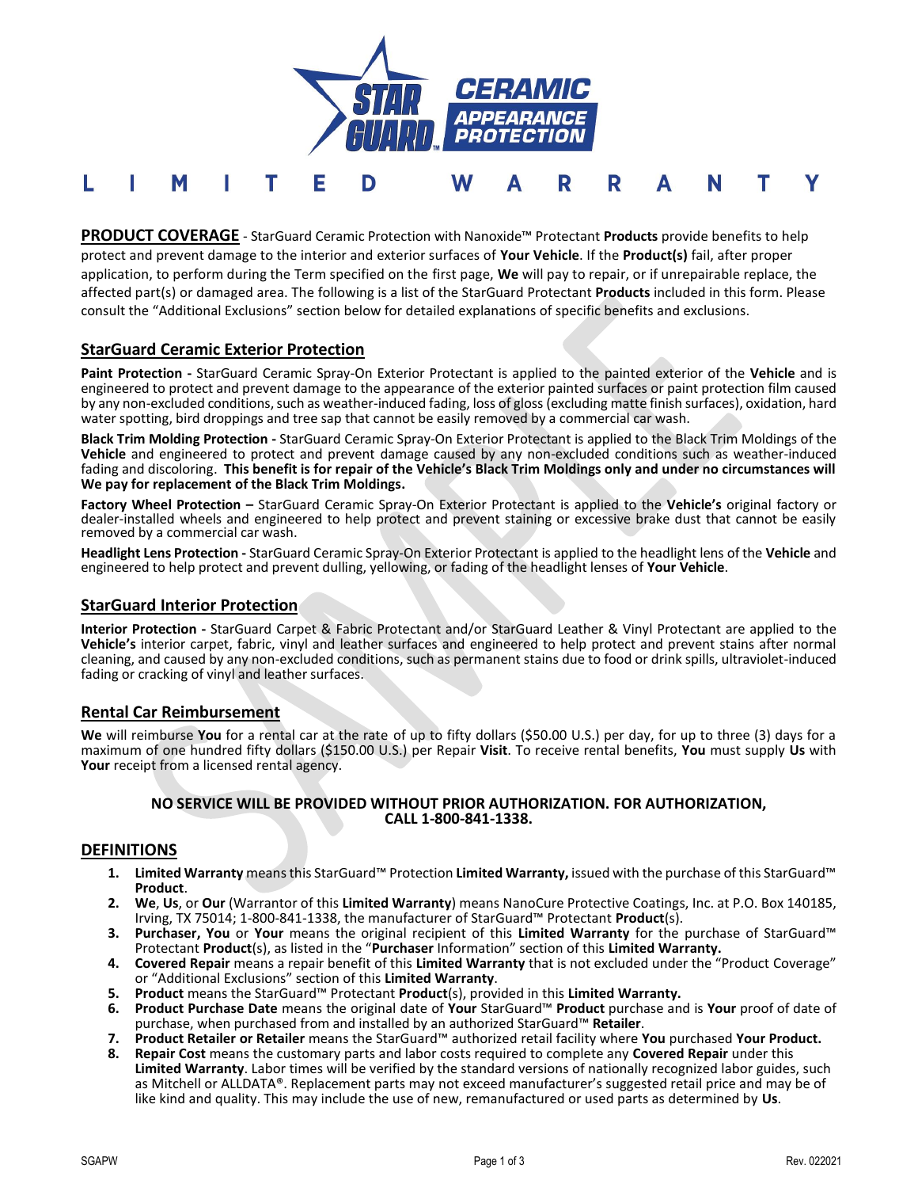# StarGuard Ceramic Appearance Protection

# LIMITED WARRANTY

**PRODUCT COVERAGE** - StarGuard Ceramic Protection with Nanoxide™ Protectant **Products** provide benefits to help protect and prevent damage to the interior and exterior surfaces of **Your Vehicle**. If the **Product(s)** fail, after proper application, to perform during the Term specified on the first page, **We** will pay to repair, or if unrepairable replace, the affected part(s) or damaged area. The following is a list of the StarGuard Protectant **Products** included in this form. Please consult the "Additional Exclusions" section below for detailed explanations of specific benefits and exclusions.

## StarGuard Ceramic Exterior Protection

**Paint Protection -** StarGuard Ceramic Spray-On Exterior Protectant is applied to the painted exterior of the **Vehicle** and is engineered to protect and prevent damage to the appearance of the exterior painted surfaces or paint protection film caused by any non-excluded conditions, such as weather-induced fading, loss of gloss (excluding matte finish surfaces), oxidation, hard water spotting, bird droppings and tree sap that cannot be easily removed by a commercial car wash.

**Black Trim Molding Protection -** StarGuard Ceramic Spray-On Exterior Protectant is applied to the Black Trim Moldings of the **Vehicle** and engineered to protect and prevent damage caused by any non-excluded conditions such as weather-induced fading and discoloring. **This benefit is for repair of the Vehicle's Black Trim Moldings only and under no circumstances will We pay for replacement of the Black Trim Moldings.**

**Factory Wheel Protection –** StarGuard Ceramic Spray-On Exterior Protectant is applied to the **Vehicle's** original factory or dealer-installed wheels and engineered to help protect and prevent staining or excessive brake dust that cannot be easily removed by a commercial car wash.

**Headlight Lens Protection -** StarGuard Ceramic Spray-On Exterior Protectant is applied to the headlight lens of the **Vehicle** and engineered to help protect and prevent dulling, yellowing, or fading of the headlight lenses of **Your Vehicle**.

## StarGuard Interior Protection

**Interior Protection -** StarGuard Carpet & Fabric Protectant and/or StarGuard Leather & Vinyl Protectant are applied to the **Vehicle's** interior carpet, fabric, vinyl and leather surfaces and engineered to help protect and prevent stains after normal cleaning, and caused by any non-excluded conditions, such as permanent stains due to food or drink spills, ultraviolet-induced fading or cracking of vinyl and leather surfaces.

## Rental Car Reimbursement

**We** will reimburse **You** for a rental car at the rate of up to fifty dollars ($50.00 U.S.) per day, for up to three (3) days for a maximum of one hundred fifty dollars ($150.00 U.S.) per Repair **Visit**. To receive rental benefits, **You** must supply **Us** with **Your** receipt from a licensed rental agency.

**NO SERVICE WILL BE PROVIDED WITHOUT PRIOR AUTHORIZATION. FOR AUTHORIZATION, CALL 1-800-841-1338.**

## DEFINITIONS

1. **Limited Warranty** means this StarGuard™ Protection **Limited Warranty,** issued with the purchase of this StarGuard™ **Product**.
2. **We**, **Us**, or **Our** (Warrantor of this **Limited Warranty**) means NanoCure Protective Coatings, Inc. at P.O. Box 140185, Irving, TX 75014; 1-800-841-1338, the manufacturer of StarGuard™ Protectant **Product**(s).
3. **Purchaser, You** or **Your** means the original recipient of this **Limited Warranty** for the purchase of StarGuard™ Protectant **Product**(s), as listed in the "**Purchaser** Information" section of this **Limited Warranty.**
4. **Covered Repair** means a repair benefit of this **Limited Warranty** that is not excluded under the "Product Coverage" or "Additional Exclusions" section of this **Limited Warranty**.
5. **Product** means the StarGuard™ Protectant **Product**(s), provided in this **Limited Warranty.**
6. **Product Purchase Date** means the original date of **Your** StarGuard™ **Product** purchase and is **Your** proof of date of purchase, when purchased from and installed by an authorized StarGuard™ **Retailer**.
7. **Product Retailer or Retailer** means the StarGuard™ authorized retail facility where **You** purchased **Your Product.**
8. **Repair Cost** means the customary parts and labor costs required to complete any **Covered Repair** under this **Limited Warranty**. Labor times will be verified by the standard versions of nationally recognized labor guides, such as Mitchell or ALLDATA®. Replacement parts may not exceed manufacturer's suggested retail price and may be of like kind and quality. This may include the use of new, remanufactured or used parts as determined by **Us**.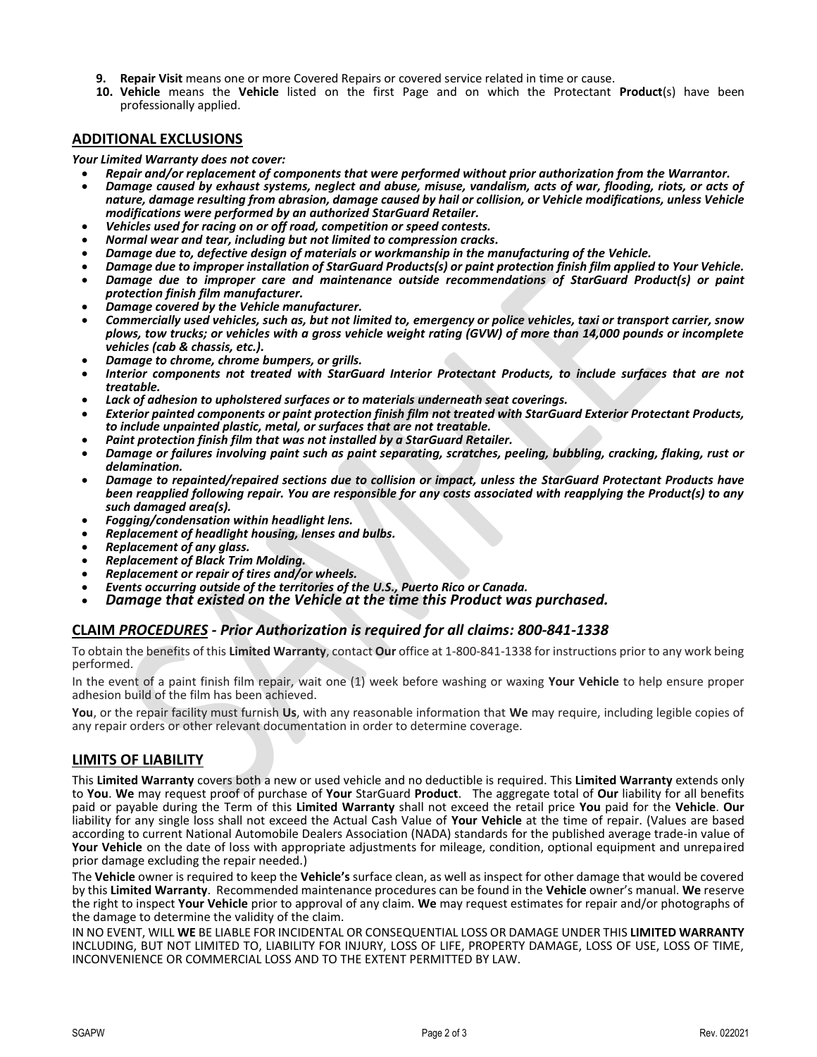9. **Repair Visit** means one or more Covered Repairs or covered service related in time or cause.
10. **Vehicle** means the **Vehicle** listed on the first Page and on which the Protectant **Product**(s) have been professionally applied.

## ADDITIONAL EXCLUSIONS

***Your Limited Warranty does not cover:***

- ***Repair and/or replacement of components that were performed without prior authorization from the Warrantor.***
- ***Damage caused by exhaust systems, neglect and abuse, misuse, vandalism, acts of war, flooding, riots, or acts of nature, damage resulting from abrasion, damage caused by hail or collision, or Vehicle modifications, unless Vehicle modifications were performed by an authorized StarGuard Retailer.***
- ***Vehicles used for racing on or off road, competition or speed contests.***
- ***Normal wear and tear, including but not limited to compression cracks.***
- ***Damage due to, defective design of materials or workmanship in the manufacturing of the Vehicle.***
- ***Damage due to improper installation of StarGuard Products(s) or paint protection finish film applied to Your Vehicle.***
- ***Damage due to improper care and maintenance outside recommendations of StarGuard Product(s) or paint protection finish film manufacturer.***
- ***Damage covered by the Vehicle manufacturer.***
- ***Commercially used vehicles, such as, but not limited to, emergency or police vehicles, taxi or transport carrier, snow plows, tow trucks; or vehicles with a gross vehicle weight rating (GVW) of more than 14,000 pounds or incomplete vehicles (cab & chassis, etc.).***
- ***Damage to chrome, chrome bumpers, or grills.***
- ***Interior components not treated with StarGuard Interior Protectant Products, to include surfaces that are not treatable.***
- ***Lack of adhesion to upholstered surfaces or to materials underneath seat coverings.***
- ***Exterior painted components or paint protection finish film not treated with StarGuard Exterior Protectant Products, to include unpainted plastic, metal, or surfaces that are not treatable.***
- ***Paint protection finish film that was not installed by a StarGuard Retailer.***
- ***Damage or failures involving paint such as paint separating, scratches, peeling, bubbling, cracking, flaking, rust or delamination.***
- ***Damage to repainted/repaired sections due to collision or impact, unless the StarGuard Protectant Products have been reapplied following repair. You are responsible for any costs associated with reapplying the Product(s) to any such damaged area(s).***
- ***Fogging/condensation within headlight lens.***
- ***Replacement of headlight housing, lenses and bulbs.***
- ***Replacement of any glass.***
- ***Replacement of Black Trim Molding.***
- ***Replacement or repair of tires and/or wheels.***
- ***Events occurring outside of the territories of the U.S., Puerto Rico or Canada.***
- ***Damage that existed on the Vehicle at the time this Product was purchased.***

## CLAIM *PROCEDURES* - *Prior Authorization is required for all claims: 800-841-1338*

To obtain the benefits of this **Limited Warranty**, contact **Our** office at 1-800-841-1338 for instructions prior to any work being performed.

In the event of a paint finish film repair, wait one (1) week before washing or waxing **Your Vehicle** to help ensure proper adhesion build of the film has been achieved.

**You**, or the repair facility must furnish **Us**, with any reasonable information that **We** may require, including legible copies of any repair orders or other relevant documentation in order to determine coverage.

## LIMITS OF LIABILITY

This **Limited Warranty** covers both a new or used vehicle and no deductible is required. This **Limited Warranty** extends only to **You**. **We** may request proof of purchase of **Your** StarGuard **Product**. The aggregate total of **Our** liability for all benefits paid or payable during the Term of this **Limited Warranty** shall not exceed the retail price **You** paid for the **Vehicle**. **Our** liability for any single loss shall not exceed the Actual Cash Value of **Your Vehicle** at the time of repair. (Values are based according to current National Automobile Dealers Association (NADA) standards for the published average trade-in value of **Your Vehicle** on the date of loss with appropriate adjustments for mileage, condition, optional equipment and unrepaired prior damage excluding the repair needed.)

The **Vehicle** owner is required to keep the **Vehicle's** surface clean, as well as inspect for other damage that would be covered by this **Limited Warranty**. Recommended maintenance procedures can be found in the **Vehicle** owner's manual. **We** reserve the right to inspect **Your Vehicle** prior to approval of any claim. **We** may request estimates for repair and/or photographs of the damage to determine the validity of the claim.

IN NO EVENT, WILL **WE** BE LIABLE FOR INCIDENTAL OR CONSEQUENTIAL LOSS OR DAMAGE UNDER THIS **LIMITED WARRANTY** INCLUDING, BUT NOT LIMITED TO, LIABILITY FOR INJURY, LOSS OF LIFE, PROPERTY DAMAGE, LOSS OF USE, LOSS OF TIME, INCONVENIENCE OR COMMERCIAL LOSS AND TO THE EXTENT PERMITTED BY LAW.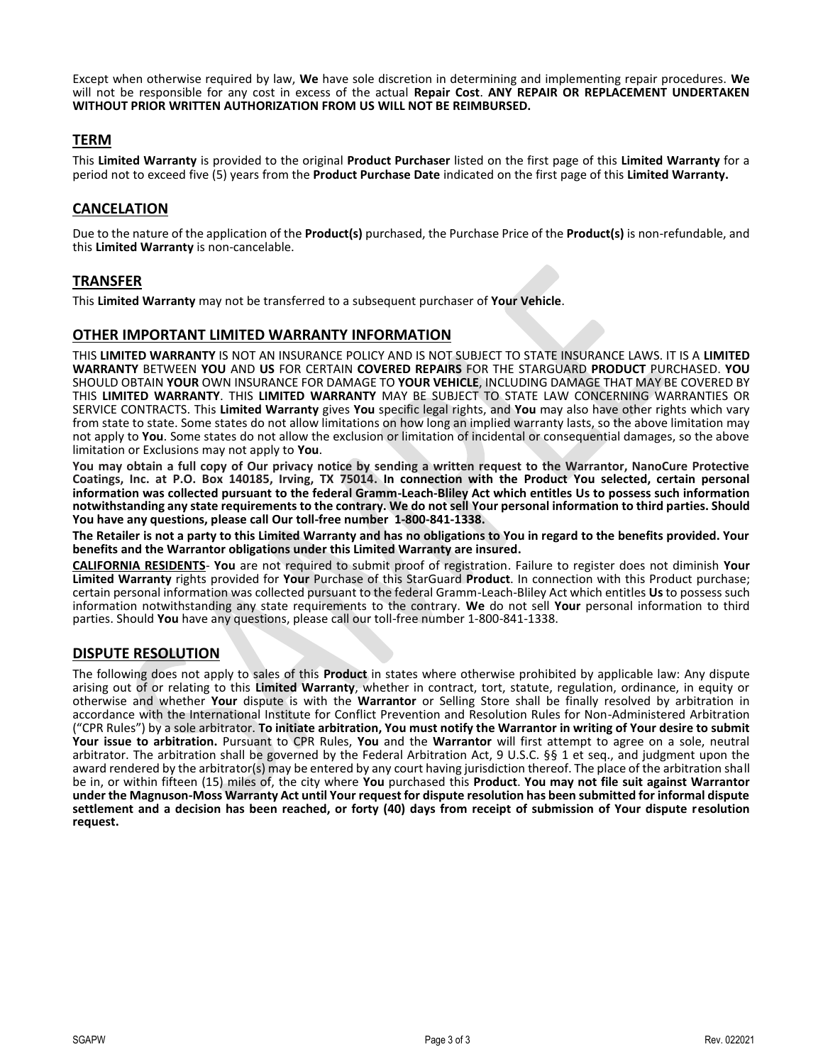Except when otherwise required by law, **We** have sole discretion in determining and implementing repair procedures. **We** will not be responsible for any cost in excess of the actual **Repair Cost**. **ANY REPAIR OR REPLACEMENT UNDERTAKEN WITHOUT PRIOR WRITTEN AUTHORIZATION FROM US WILL NOT BE REIMBURSED.**

## TERM

This **Limited Warranty** is provided to the original **Product Purchaser** listed on the first page of this **Limited Warranty** for a period not to exceed five (5) years from the **Product Purchase Date** indicated on the first page of this **Limited Warranty.**

## CANCELATION

Due to the nature of the application of the **Product(s)** purchased, the Purchase Price of the **Product(s)** is non-refundable, and this **Limited Warranty** is non-cancelable.

## TRANSFER

This **Limited Warranty** may not be transferred to a subsequent purchaser of **Your Vehicle**.

## OTHER IMPORTANT LIMITED WARRANTY INFORMATION

THIS **LIMITED WARRANTY** IS NOT AN INSURANCE POLICY AND IS NOT SUBJECT TO STATE INSURANCE LAWS. IT IS A **LIMITED WARRANTY** BETWEEN **YOU** AND **US** FOR CERTAIN **COVERED REPAIRS** FOR THE STARGUARD **PRODUCT** PURCHASED. **YOU** SHOULD OBTAIN **YOUR** OWN INSURANCE FOR DAMAGE TO **YOUR VEHICLE**, INCLUDING DAMAGE THAT MAY BE COVERED BY THIS **LIMITED WARRANTY**. THIS **LIMITED WARRANTY** MAY BE SUBJECT TO STATE LAW CONCERNING WARRANTIES OR SERVICE CONTRACTS. This **Limited Warranty** gives **You** specific legal rights, and **You** may also have other rights which vary from state to state. Some states do not allow limitations on how long an implied warranty lasts, so the above limitation may not apply to **You**. Some states do not allow the exclusion or limitation of incidental or consequential damages, so the above limitation or Exclusions may not apply to **You**.

**You may obtain a full copy of Our privacy notice by sending a written request to the Warrantor, NanoCure Protective Coatings, Inc. at P.O. Box 140185, Irving, TX 75014. In connection with the Product You selected, certain personal information was collected pursuant to the federal Gramm-Leach-Bliley Act which entitles Us to possess such information notwithstanding any state requirements to the contrary. We do not sell Your personal information to third parties. Should You have any questions, please call Our toll-free number 1-800-841-1338.**

**The Retailer is not a party to this Limited Warranty and has no obligations to You in regard to the benefits provided. Your benefits and the Warrantor obligations under this Limited Warranty are insured.**

**CALIFORNIA RESIDENTS**- **You** are not required to submit proof of registration. Failure to register does not diminish **Your Limited Warranty** rights provided for **Your** Purchase of this StarGuard **Product**. In connection with this Product purchase; certain personal information was collected pursuant to the federal Gramm-Leach-Bliley Act which entitles **Us** to possess such information notwithstanding any state requirements to the contrary. **We** do not sell **Your** personal information to third parties. Should **You** have any questions, please call our toll-free number 1-800-841-1338.

## DISPUTE RESOLUTION

The following does not apply to sales of this **Product** in states where otherwise prohibited by applicable law: Any dispute arising out of or relating to this **Limited Warranty**, whether in contract, tort, statute, regulation, ordinance, in equity or otherwise and whether **Your** dispute is with the **Warrantor** or Selling Store shall be finally resolved by arbitration in accordance with the International Institute for Conflict Prevention and Resolution Rules for Non-Administered Arbitration ("CPR Rules") by a sole arbitrator. **To initiate arbitration, You must notify the Warrantor in writing of Your desire to submit Your issue to arbitration.** Pursuant to CPR Rules, **You** and the **Warrantor** will first attempt to agree on a sole, neutral arbitrator. The arbitration shall be governed by the Federal Arbitration Act, 9 U.S.C. §§ 1 et seq., and judgment upon the award rendered by the arbitrator(s) may be entered by any court having jurisdiction thereof. The place of the arbitration shall be in, or within fifteen (15) miles of, the city where **You** purchased this **Product**. **You may not file suit against Warrantor under the Magnuson-Moss Warranty Act until Your request for dispute resolution has been submitted for informal dispute settlement and a decision has been reached, or forty (40) days from receipt of submission of Your dispute resolution request.**